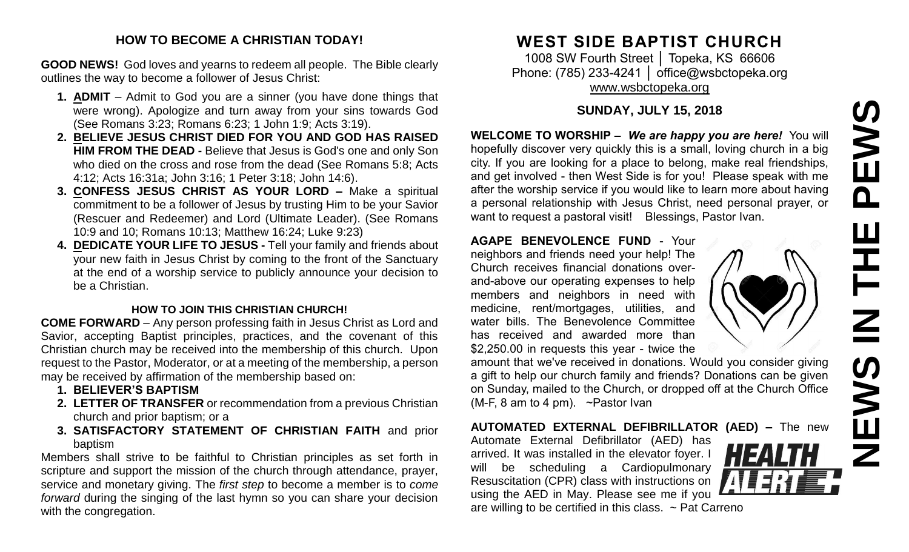## HOW TO BECOME A CHRISTIAN TODAY!

**GOOD NEWS!** God loves and yearns to redeem all people. The Bible clearly outlines the way to become a follower of Jesus Christ:

1. **ADMIT** – Admit to God you are a sinner (you have done things that were wrong). Apologize and turn away from your sins towards God (See Romans 3:23; Romans 6:23; 1 John 1:9; Acts 3:19).
2. **BELIEVE JESUS CHRIST DIED FOR YOU AND GOD HAS RAISED HIM FROM THE DEAD -** Believe that Jesus is God's one and only Son who died on the cross and rose from the dead (See Romans 5:8; Acts 4:12; Acts 16:31a; John 3:16; 1 Peter 3:18; John 14:6).
3. **CONFESS JESUS CHRIST AS YOUR LORD –** Make a spiritual commitment to be a follower of Jesus by trusting Him to be your Savior (Rescuer and Redeemer) and Lord (Ultimate Leader). (See Romans 10:9 and 10; Romans 10:13; Matthew 16:24; Luke 9:23)
4. **DEDICATE YOUR LIFE TO JESUS -** Tell your family and friends about your new faith in Jesus Christ by coming to the front of the Sanctuary at the end of a worship service to publicly announce your decision to be a Christian.

### HOW TO JOIN THIS CHRISTIAN CHURCH!

**COME FORWARD** – Any person professing faith in Jesus Christ as Lord and Savior, accepting Baptist principles, practices, and the covenant of this Christian church may be received into the membership of this church. Upon request to the Pastor, Moderator, or at a meeting of the membership, a person may be received by affirmation of the membership based on:

1. **BELIEVER'S BAPTISM**
2. **LETTER OF TRANSFER** or recommendation from a previous Christian church and prior baptism; or a
3. **SATISFACTORY STATEMENT OF CHRISTIAN FAITH** and prior baptism

Members shall strive to be faithful to Christian principles as set forth in scripture and support the mission of the church through attendance, prayer, service and monetary giving. The *first step* to become a member is to *come forward* during the singing of the last hymn so you can share your decision with the congregation.

# WEST SIDE BAPTIST CHURCH

1008 SW Fourth Street │ Topeka, KS 66606
Phone: (785) 233-4241 │ office@wsbctopeka.org
www.wsbctopeka.org

### SUNDAY, JULY 15, 2018

# NEWS IN THE PEWS

**WELCOME TO WORSHIP –** ***We are happy you are here!*** You will hopefully discover very quickly this is a small, loving church in a big city. If you are looking for a place to belong, make real friendships, and get involved - then West Side is for you! Please speak with me after the worship service if you would like to learn more about having a personal relationship with Jesus Christ, need personal prayer, or want to request a pastoral visit! Blessings, Pastor Ivan.

**AGAPE BENEVOLENCE FUND** - Your neighbors and friends need your help! The Church receives financial donations over-and-above our operating expenses to help members and neighbors in need with medicine, rent/mortgages, utilities, and water bills. The Benevolence Committee has received and awarded more than $2,250.00 in requests this year - twice the amount that we've received in donations. Would you consider giving a gift to help our church family and friends? Donations can be given on Sunday, mailed to the Church, or dropped off at the Church Office (M-F, 8 am to 4 pm). ~Pastor Ivan

**AUTOMATED EXTERNAL DEFIBRILLATOR (AED) –** The new Automate External Defibrillator (AED) has arrived. It was installed in the elevator foyer. I will be scheduling a Cardiopulmonary Resuscitation (CPR) class with instructions on using the AED in May. Please see me if you are willing to be certified in this class. ~ Pat Carreno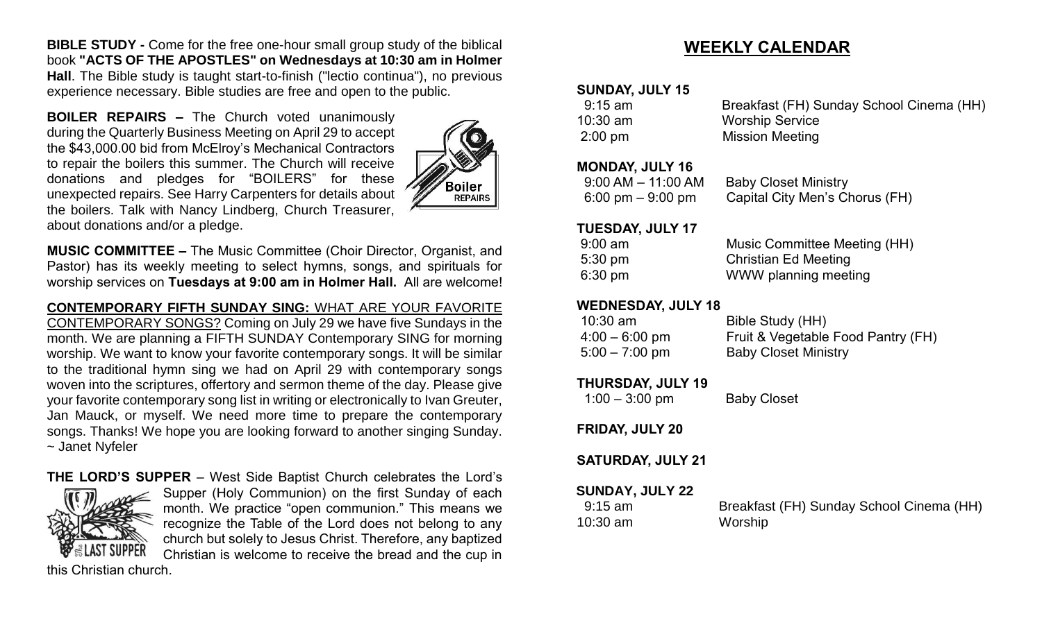**BIBLE STUDY -** Come for the free one-hour small group study of the biblical book **"ACTS OF THE APOSTLES" on Wednesdays at 10:30 am in Holmer Hall**. The Bible study is taught start-to-finish ("lectio continua"), no previous experience necessary. Bible studies are free and open to the public.

**BOILER REPAIRS –** The Church voted unanimously during the Quarterly Business Meeting on April 29 to accept the $43,000.00 bid from McElroy's Mechanical Contractors to repair the boilers this summer. The Church will receive donations and pledges for "BOILERS" for these unexpected repairs. See Harry Carpenters for details about the boilers. Talk with Nancy Lindberg, Church Treasurer, about donations and/or a pledge.

**MUSIC COMMITTEE –** The Music Committee (Choir Director, Organist, and Pastor) has its weekly meeting to select hymns, songs, and spirituals for worship services on **Tuesdays at 9:00 am in Holmer Hall.** All are welcome!

**CONTEMPORARY FIFTH SUNDAY SING:** WHAT ARE YOUR FAVORITE CONTEMPORARY SONGS? Coming on July 29 we have five Sundays in the month. We are planning a FIFTH SUNDAY Contemporary SING for morning worship. We want to know your favorite contemporary songs. It will be similar to the traditional hymn sing we had on April 29 with contemporary songs woven into the scriptures, offertory and sermon theme of the day. Please give your favorite contemporary song list in writing or electronically to Ivan Greuter, Jan Mauck, or myself. We need more time to prepare the contemporary songs. Thanks! We hope you are looking forward to another singing Sunday. ~ Janet Nyfeler

**THE LORD'S SUPPER** – West Side Baptist Church celebrates the Lord's Supper (Holy Communion) on the first Sunday of each month. We practice "open communion." This means we recognize the Table of the Lord does not belong to any church but solely to Jesus Christ. Therefore, any baptized Christian is welcome to receive the bread and the cup in this Christian church.

## WEEKLY CALENDAR

**SUNDAY, JULY 15**

| | |
|---|---|
| 9:15 am | Breakfast (FH) Sunday School Cinema (HH) |
| 10:30 am | Worship Service |
| 2:00 pm | Mission Meeting |

**MONDAY, JULY 16**

| | |
|---|---|
| 9:00 AM – 11:00 AM | Baby Closet Ministry |
| 6:00 pm – 9:00 pm | Capital City Men's Chorus (FH) |

**TUESDAY, JULY 17**

| | |
|---|---|
| 9:00 am | Music Committee Meeting (HH) |
| 5:30 pm | Christian Ed Meeting |
| 6:30 pm | WWW planning meeting |

**WEDNESDAY, JULY 18**

| | |
|---|---|
| 10:30 am | Bible Study (HH) |
| 4:00 – 6:00 pm | Fruit & Vegetable Food Pantry (FH) |
| 5:00 – 7:00 pm | Baby Closet Ministry |

**THURSDAY, JULY 19**

| | |
|---|---|
| 1:00 – 3:00 pm | Baby Closet |

**FRIDAY, JULY 20**

**SATURDAY, JULY 21**

**SUNDAY, JULY 22**

| | |
|---|---|
| 9:15 am | Breakfast (FH) Sunday School Cinema (HH) |
| 10:30 am | Worship |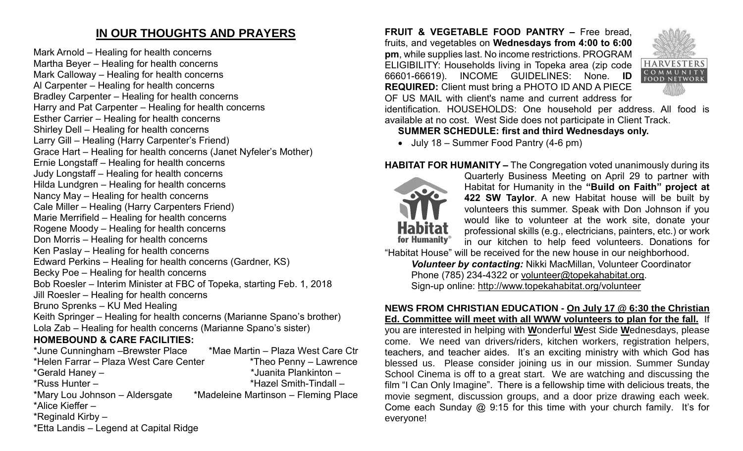## IN OUR THOUGHTS AND PRAYERS

Mark Arnold – Healing for health concerns
Martha Beyer – Healing for health concerns
Mark Calloway – Healing for health concerns
Al Carpenter – Healing for health concerns
Bradley Carpenter – Healing for health concerns
Harry and Pat Carpenter – Healing for health concerns
Esther Carrier – Healing for health concerns
Shirley Dell – Healing for health concerns
Larry Gill – Healing (Harry Carpenter's Friend)
Grace Hart – Healing for health concerns (Janet Nyfeler's Mother)
Ernie Longstaff – Healing for health concerns
Judy Longstaff – Healing for health concerns
Hilda Lundgren – Healing for health concerns
Nancy May – Healing for health concerns
Cale Miller – Healing (Harry Carpenters Friend)
Marie Merrifield – Healing for health concerns
Rogene Moody – Healing for health concerns
Don Morris – Healing for health concerns
Ken Paslay – Healing for health concerns
Edward Perkins – Healing for health concerns (Gardner, KS)
Becky Poe – Healing for health concerns
Bob Roesler – Interim Minister at FBC of Topeka, starting Feb. 1, 2018
Jill Roesler – Healing for health concerns
Bruno Sprenks – KU Med Healing
Keith Springer – Healing for health concerns (Marianne Spano's brother)
Lola Zab – Healing for health concerns (Marianne Spano's sister)

**HOMEBOUND & CARE FACILITIES:**

*June Cunningham –Brewster Place
*Mae Martin – Plaza West Care Ctr
*Helen Farrar – Plaza West Care Center
*Theo Penny – Lawrence
*Gerald Haney –
*Juanita Plankinton –
*Russ Hunter –
*Hazel Smith-Tindall –
*Mary Lou Johnson – Aldersgate
*Madeleine Martinson – Fleming Place
*Alice Kieffer –
*Reginald Kirby –
*Etta Landis – Legend at Capital Ridge

**FRUIT & VEGETABLE FOOD PANTRY –** Free bread, fruits, and vegetables on **Wednesdays from 4:00 to 6:00 pm**, while supplies last. No income restrictions. PROGRAM ELIGIBILITY: Households living in Topeka area (zip code 66601-66619). INCOME GUIDELINES: None. **ID REQUIRED:** Client must bring a PHOTO ID AND A PIECE OF US MAIL with client's name and current address for identification. HOUSEHOLDS: One household per address. All food is available at no cost. West Side does not participate in Client Track.

**SUMMER SCHEDULE: first and third Wednesdays only.**

- July 18 – Summer Food Pantry (4-6 pm)

**HABITAT FOR HUMANITY –** The Congregation voted unanimously during its Quarterly Business Meeting on April 29 to partner with Habitat for Humanity in the **"Build on Faith" project at 422 SW Taylor**. A new Habitat house will be built by volunteers this summer. Speak with Don Johnson if you would like to volunteer at the work site, donate your professional skills (e.g., electricians, painters, etc.) or work in our kitchen to help feed volunteers. Donations for "Habitat House" will be received for the new house in our neighborhood.

***Volunteer by contacting:*** Nikki MacMillan, Volunteer Coordinator
Phone (785) 234-4322 or volunteer@topekahabitat.org.
Sign-up online: http://www.topekahabitat.org/volunteer

**NEWS FROM CHRISTIAN EDUCATION - On July 17 @ 6:30 the Christian Ed. Committee will meet with all WWW volunteers to plan for the fall.** If you are interested in helping with **W**onderful **W**est Side **W**ednesdays, please come. We need van drivers/riders, kitchen workers, registration helpers, teachers, and teacher aides. It's an exciting ministry with which God has blessed us. Please consider joining us in our mission. Summer Sunday School Cinema is off to a great start. We are watching and discussing the film "I Can Only Imagine". There is a fellowship time with delicious treats, the movie segment, discussion groups, and a door prize drawing each week. Come each Sunday @ 9:15 for this time with your church family. It's for everyone!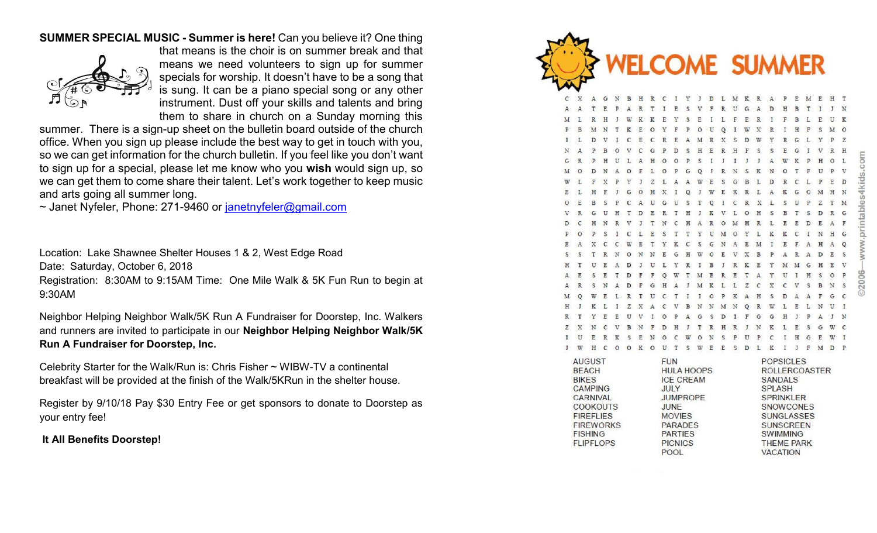**SUMMER SPECIAL MUSIC - Summer is here!** Can you believe it? One thing that means is the choir is on summer break and that means we need volunteers to sign up for summer specials for worship. It doesn't have to be a song that is sung. It can be a piano special song or any other instrument. Dust off your skills and talents and bring them to share in church on a Sunday morning this summer. There is a sign-up sheet on the bulletin board outside of the church office. When you sign up please include the best way to get in touch with you, so we can get information for the church bulletin. If you feel like you don't want to sign up for a special, please let me know who you **wish** would sign up, so we can get them to come share their talent. Let's work together to keep music and arts going all summer long.

~ Janet Nyfeler, Phone: 271-9460 or janetnyfeler@gmail.com

Location: Lake Shawnee Shelter Houses 1 & 2, West Edge Road

Date: Saturday, October 6, 2018

Registration: 8:30AM to 9:15AM Time: One Mile Walk & 5K Fun Run to begin at 9:30AM

Neighbor Helping Neighbor Walk/5K Run A Fundraiser for Doorstep, Inc. Walkers and runners are invited to participate in our **Neighbor Helping Neighbor Walk/5K Run A Fundraiser for Doorstep, Inc.**

Celebrity Starter for the Walk/Run is: Chris Fisher ~ WIBW-TV a continental breakfast will be provided at the finish of the Walk/5KRun in the shelter house.

Register by 9/10/18 Pay $30 Entry Fee or get sponsors to donate to Doorstep as your entry fee!

**It All Benefits Doorstep!**

# WELCOME SUMMER

```
C X A G N B H R C I Y J D L M K R A P E M E H T
A A T E P A R T I E S V F R U G A D H B T I J N
M L R H J W K K E Y S E I L F E R I F B L E U K
P B M N T K E O Y F P O U Q I W X R I H F S M O
I L D V I C E C R E A M R X S D W Y R G L Y P Z
N A P B O V C G P D S H E R H F S S E G I V R H
G R P H U L A H O O P S I J I J J A W K P H O L
M O D N A O F L O P G Q J R N S K N O T F U P V
W L F X P Y J Z L A A W E S G B L D R C L P E D
E L H F J G O H X I Q J W E K R L A K G O M H N
O E B S P C A U G U S T Q I C R X L S U P Z T M
V R G U H T D E R T H J K V L O H S B T S D R G
D C H N R V J T N C H A R O M H R L E E D E A F
P O P S I C L E S T T Y U M O Y L K K C I N H G
E A X C C W E T Y K C S G N A E M I E F A H A Q
S S T R N O N N E G H W O E V X B P A R A D E S
H I U E A D J U L Y R I B J R K E Y M M G H E V
A E S E T D F F Q W T M E R E T A Y U I H S O P
A R S N A D F G H A J M K L L Z C X C V S B N S
M Q W E L R T U C T I I O P K A H S D A A F G C
H J K L I Z X A C V B N N M N Q R W L E L N U I
R T Y E E U V I O P A G S D I F G G H J P A J N
Z X N C V B N F D H J T R H R J N K L E S G W C
I U E R K S E N O C W O N S P U P C I H G E W I
J W H C O O K O U T S W E E S D L K I J F M D P
```

AUGUST
BEACH
BIKES
CAMPING
CARNIVAL
COOKOUTS
FIREFLIES
FIREWORKS
FISHING
FLIPFLOPS
FUN
HULA HOOPS
ICE CREAM
JULY
JUMPROPE
JUNE
MOVIES
PARADES
PARTIES
PICNICS
POOL
POPSICLES
ROLLERCOASTER
SANDALS
SPLASH
SPRINKLER
SNOWCONES
SUNGLASSES
SUNSCREEN
SWIMMING
THEME PARK
VACATION

©2006—www.printables4kids.com